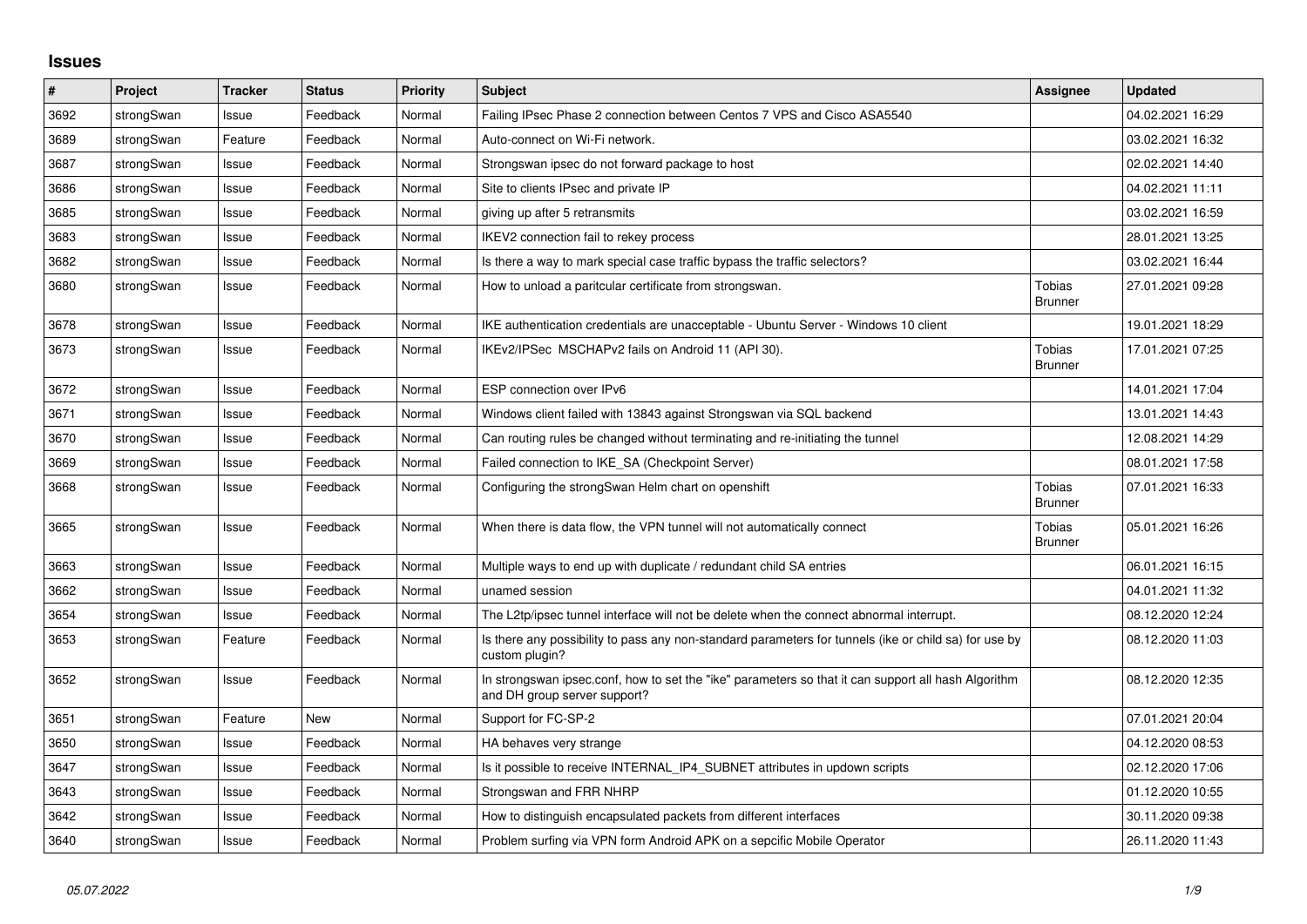## Issues

| # | Project | Tracker | Status | Priority | Subject | Assignee | Updated |
|---|---|---|---|---|---|---|---|
| 3692 | strongSwan | Issue | Feedback | Normal | Failing IPsec Phase 2 connection between Centos 7 VPS and Cisco ASA5540 | | 04.02.2021 16:29 |
| 3689 | strongSwan | Feature | Feedback | Normal | Auto-connect on Wi-Fi network. | | 03.02.2021 16:32 |
| 3687 | strongSwan | Issue | Feedback | Normal | Strongswan ipsec do not forward package to host | | 02.02.2021 14:40 |
| 3686 | strongSwan | Issue | Feedback | Normal | Site to clients IPsec and private IP | | 04.02.2021 11:11 |
| 3685 | strongSwan | Issue | Feedback | Normal | giving up after 5 retransmits | | 03.02.2021 16:59 |
| 3683 | strongSwan | Issue | Feedback | Normal | IKEV2 connection fail to rekey process | | 28.01.2021 13:25 |
| 3682 | strongSwan | Issue | Feedback | Normal | Is there a way to mark special case traffic bypass the traffic selectors? | | 03.02.2021 16:44 |
| 3680 | strongSwan | Issue | Feedback | Normal | How to unload a paritcular certificate from strongswan. | Tobias Brunner | 27.01.2021 09:28 |
| 3678 | strongSwan | Issue | Feedback | Normal | IKE authentication credentials are unacceptable - Ubuntu Server - Windows 10 client | | 19.01.2021 18:29 |
| 3673 | strongSwan | Issue | Feedback | Normal | IKEv2/IPSec MSCHAPv2 fails on Android 11 (API 30). | Tobias Brunner | 17.01.2021 07:25 |
| 3672 | strongSwan | Issue | Feedback | Normal | ESP connection over IPv6 | | 14.01.2021 17:04 |
| 3671 | strongSwan | Issue | Feedback | Normal | Windows client failed with 13843 against Strongswan via SQL backend | | 13.01.2021 14:43 |
| 3670 | strongSwan | Issue | Feedback | Normal | Can routing rules be changed without terminating and re-initiating the tunnel | | 12.08.2021 14:29 |
| 3669 | strongSwan | Issue | Feedback | Normal | Failed connection to IKE_SA (Checkpoint Server) | | 08.01.2021 17:58 |
| 3668 | strongSwan | Issue | Feedback | Normal | Configuring the strongSwan Helm chart on openshift | Tobias Brunner | 07.01.2021 16:33 |
| 3665 | strongSwan | Issue | Feedback | Normal | When there is data flow, the VPN tunnel will not automatically connect | Tobias Brunner | 05.01.2021 16:26 |
| 3663 | strongSwan | Issue | Feedback | Normal | Multiple ways to end up with duplicate / redundant child SA entries | | 06.01.2021 16:15 |
| 3662 | strongSwan | Issue | Feedback | Normal | unamed session | | 04.01.2021 11:32 |
| 3654 | strongSwan | Issue | Feedback | Normal | The L2tp/ipsec tunnel interface will not be delete when the connect abnormal interrupt. | | 08.12.2020 12:24 |
| 3653 | strongSwan | Feature | Feedback | Normal | Is there any possibility to pass any non-standard parameters for tunnels (ike or child sa) for use by custom plugin? | | 08.12.2020 11:03 |
| 3652 | strongSwan | Issue | Feedback | Normal | In strongswan ipsec.conf, how to set the "ike" parameters so that it can support all hash Algorithm and DH group server support? | | 08.12.2020 12:35 |
| 3651 | strongSwan | Feature | New | Normal | Support for FC-SP-2 | | 07.01.2021 20:04 |
| 3650 | strongSwan | Issue | Feedback | Normal | HA behaves very strange | | 04.12.2020 08:53 |
| 3647 | strongSwan | Issue | Feedback | Normal | Is it possible to receive INTERNAL_IP4_SUBNET attributes in updown scripts | | 02.12.2020 17:06 |
| 3643 | strongSwan | Issue | Feedback | Normal | Strongswan and FRR NHRP | | 01.12.2020 10:55 |
| 3642 | strongSwan | Issue | Feedback | Normal | How to distinguish encapsulated packets from different interfaces | | 30.11.2020 09:38 |
| 3640 | strongSwan | Issue | Feedback | Normal | Problem surfing via VPN form Android APK on a sepcific Mobile Operator | | 26.11.2020 11:43 |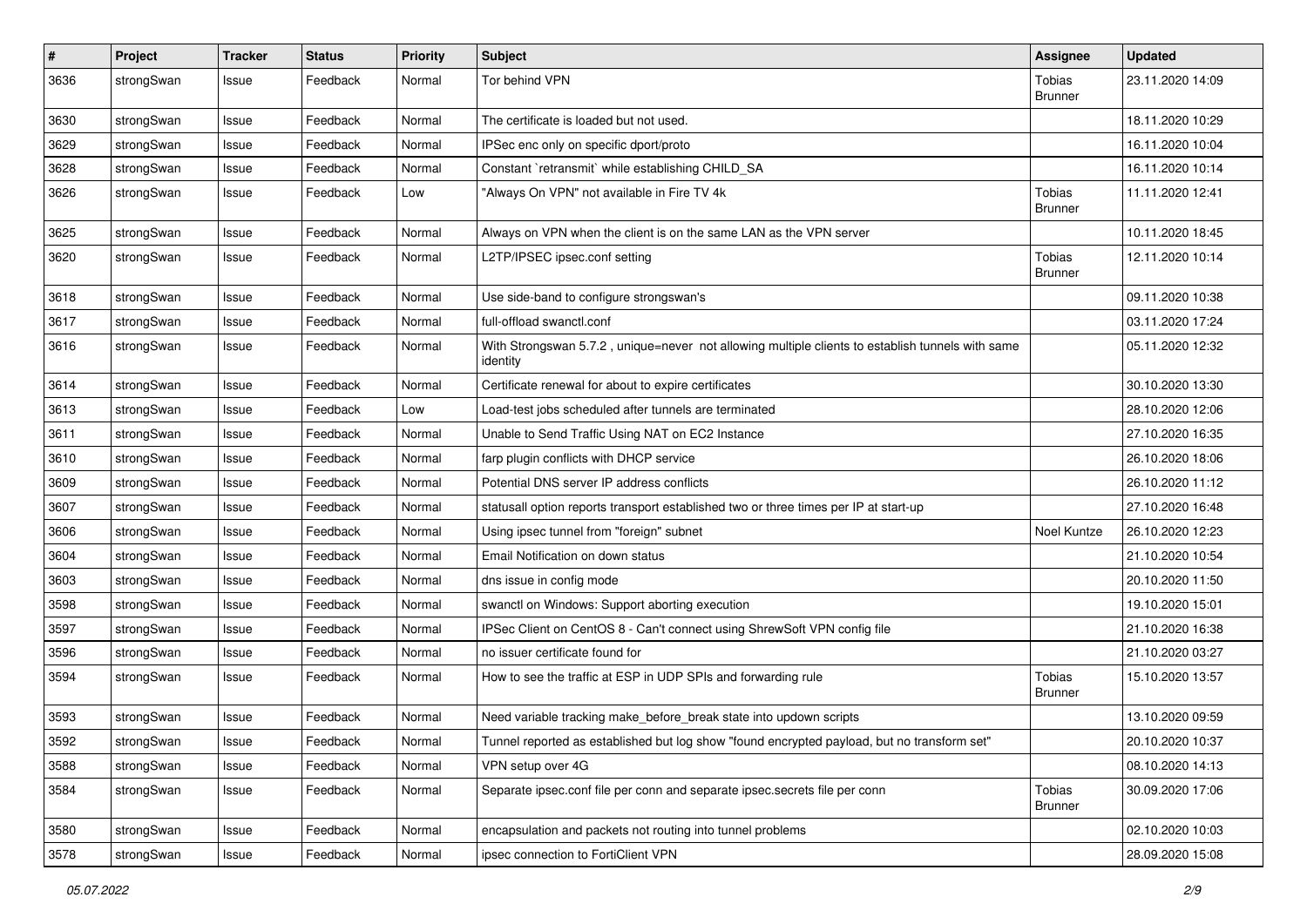| # | Project | Tracker | Status | Priority | Subject | Assignee | Updated |
|---|---|---|---|---|---|---|---|
| 3636 | strongSwan | Issue | Feedback | Normal | Tor behind VPN | Tobias Brunner | 23.11.2020 14:09 |
| 3630 | strongSwan | Issue | Feedback | Normal | The certificate is loaded but not used. | | 18.11.2020 10:29 |
| 3629 | strongSwan | Issue | Feedback | Normal | IPSec enc only on specific dport/proto | | 16.11.2020 10:04 |
| 3628 | strongSwan | Issue | Feedback | Normal | Constant `retransmit` while establishing CHILD_SA | | 16.11.2020 10:14 |
| 3626 | strongSwan | Issue | Feedback | Low | "Always On VPN" not available in Fire TV 4k | Tobias Brunner | 11.11.2020 12:41 |
| 3625 | strongSwan | Issue | Feedback | Normal | Always on VPN when the client is on the same LAN as the VPN server | | 10.11.2020 18:45 |
| 3620 | strongSwan | Issue | Feedback | Normal | L2TP/IPSEC ipsec.conf setting | Tobias Brunner | 12.11.2020 10:14 |
| 3618 | strongSwan | Issue | Feedback | Normal | Use side-band to configure strongswan's | | 09.11.2020 10:38 |
| 3617 | strongSwan | Issue | Feedback | Normal | full-offload swanctl.conf | | 03.11.2020 17:24 |
| 3616 | strongSwan | Issue | Feedback | Normal | With Strongswan 5.7.2 , unique=never not allowing multiple clients to establish tunnels with same identity | | 05.11.2020 12:32 |
| 3614 | strongSwan | Issue | Feedback | Normal | Certificate renewal for about to expire certificates | | 30.10.2020 13:30 |
| 3613 | strongSwan | Issue | Feedback | Low | Load-test jobs scheduled after tunnels are terminated | | 28.10.2020 12:06 |
| 3611 | strongSwan | Issue | Feedback | Normal | Unable to Send Traffic Using NAT on EC2 Instance | | 27.10.2020 16:35 |
| 3610 | strongSwan | Issue | Feedback | Normal | farp plugin conflicts with DHCP service | | 26.10.2020 18:06 |
| 3609 | strongSwan | Issue | Feedback | Normal | Potential DNS server IP address conflicts | | 26.10.2020 11:12 |
| 3607 | strongSwan | Issue | Feedback | Normal | statusall option reports transport established two or three times per IP at start-up | | 27.10.2020 16:48 |
| 3606 | strongSwan | Issue | Feedback | Normal | Using ipsec tunnel from "foreign" subnet | Noel Kuntze | 26.10.2020 12:23 |
| 3604 | strongSwan | Issue | Feedback | Normal | Email Notification on down status | | 21.10.2020 10:54 |
| 3603 | strongSwan | Issue | Feedback | Normal | dns issue in config mode | | 20.10.2020 11:50 |
| 3598 | strongSwan | Issue | Feedback | Normal | swanctl on Windows: Support aborting execution | | 19.10.2020 15:01 |
| 3597 | strongSwan | Issue | Feedback | Normal | IPSec Client on CentOS 8 - Can't connect using ShrewSoft VPN config file | | 21.10.2020 16:38 |
| 3596 | strongSwan | Issue | Feedback | Normal | no issuer certificate found for | | 21.10.2020 03:27 |
| 3594 | strongSwan | Issue | Feedback | Normal | How to see the traffic at ESP in UDP SPIs and forwarding rule | Tobias Brunner | 15.10.2020 13:57 |
| 3593 | strongSwan | Issue | Feedback | Normal | Need variable tracking make_before_break state into updown scripts | | 13.10.2020 09:59 |
| 3592 | strongSwan | Issue | Feedback | Normal | Tunnel reported as established but log show "found encrypted payload, but no transform set" | | 20.10.2020 10:37 |
| 3588 | strongSwan | Issue | Feedback | Normal | VPN setup over 4G | | 08.10.2020 14:13 |
| 3584 | strongSwan | Issue | Feedback | Normal | Separate ipsec.conf file per conn and separate ipsec.secrets file per conn | Tobias Brunner | 30.09.2020 17:06 |
| 3580 | strongSwan | Issue | Feedback | Normal | encapsulation and packets not routing into tunnel problems | | 02.10.2020 10:03 |
| 3578 | strongSwan | Issue | Feedback | Normal | ipsec connection to FortiClient VPN | | 28.09.2020 15:08 |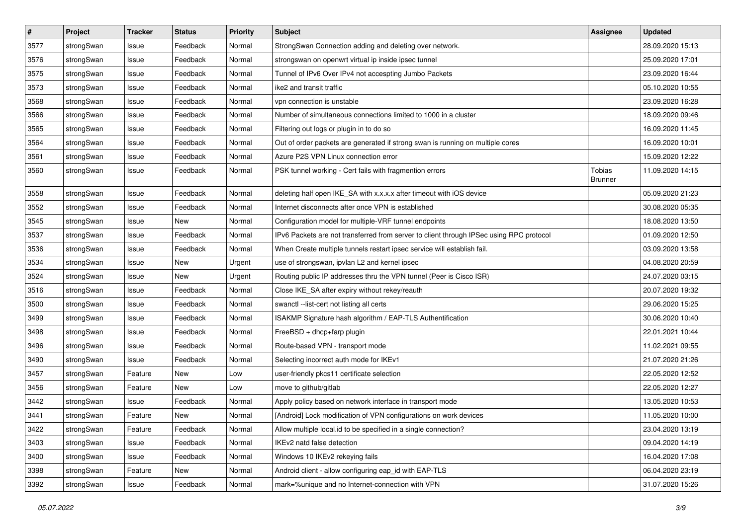| # | Project | Tracker | Status | Priority | Subject | Assignee | Updated |
|---|---|---|---|---|---|---|---|
| 3577 | strongSwan | Issue | Feedback | Normal | StrongSwan Connection adding and deleting over network. | | 28.09.2020 15:13 |
| 3576 | strongSwan | Issue | Feedback | Normal | strongswan on openwrt virtual ip inside ipsec tunnel | | 25.09.2020 17:01 |
| 3575 | strongSwan | Issue | Feedback | Normal | Tunnel of IPv6 Over IPv4 not accespting Jumbo Packets | | 23.09.2020 16:44 |
| 3573 | strongSwan | Issue | Feedback | Normal | ike2 and transit traffic | | 05.10.2020 10:55 |
| 3568 | strongSwan | Issue | Feedback | Normal | vpn connection is unstable | | 23.09.2020 16:28 |
| 3566 | strongSwan | Issue | Feedback | Normal | Number of simultaneous connections limited to 1000 in a cluster | | 18.09.2020 09:46 |
| 3565 | strongSwan | Issue | Feedback | Normal | Filtering out logs or plugin in to do so | | 16.09.2020 11:45 |
| 3564 | strongSwan | Issue | Feedback | Normal | Out of order packets are generated if strong swan is running on multiple cores | | 16.09.2020 10:01 |
| 3561 | strongSwan | Issue | Feedback | Normal | Azure P2S VPN Linux connection error | | 15.09.2020 12:22 |
| 3560 | strongSwan | Issue | Feedback | Normal | PSK tunnel working - Cert fails with fragmention errors | Tobias Brunner | 11.09.2020 14:15 |
| 3558 | strongSwan | Issue | Feedback | Normal | deleting half open IKE_SA with x.x.x.x after timeout with iOS device | | 05.09.2020 21:23 |
| 3552 | strongSwan | Issue | Feedback | Normal | Internet disconnects after once VPN is established | | 30.08.2020 05:35 |
| 3545 | strongSwan | Issue | New | Normal | Configuration model for multiple-VRF tunnel endpoints | | 18.08.2020 13:50 |
| 3537 | strongSwan | Issue | Feedback | Normal | IPv6 Packets are not transferred from server to client through IPSec using RPC protocol | | 01.09.2020 12:50 |
| 3536 | strongSwan | Issue | Feedback | Normal | When Create multiple tunnels restart ipsec service will establish fail. | | 03.09.2020 13:58 |
| 3534 | strongSwan | Issue | New | Urgent | use of strongswan, ipvlan L2 and kernel ipsec | | 04.08.2020 20:59 |
| 3524 | strongSwan | Issue | New | Urgent | Routing public IP addresses thru the VPN tunnel (Peer is Cisco ISR) | | 24.07.2020 03:15 |
| 3516 | strongSwan | Issue | Feedback | Normal | Close IKE_SA after expiry without rekey/reauth | | 20.07.2020 19:32 |
| 3500 | strongSwan | Issue | Feedback | Normal | swanctl --list-cert not listing all certs | | 29.06.2020 15:25 |
| 3499 | strongSwan | Issue | Feedback | Normal | ISAKMP Signature hash algorithm / EAP-TLS Authentification | | 30.06.2020 10:40 |
| 3498 | strongSwan | Issue | Feedback | Normal | FreeBSD + dhcp+farp plugin | | 22.01.2021 10:44 |
| 3496 | strongSwan | Issue | Feedback | Normal | Route-based VPN - transport mode | | 11.02.2021 09:55 |
| 3490 | strongSwan | Issue | Feedback | Normal | Selecting incorrect auth mode for IKEv1 | | 21.07.2020 21:26 |
| 3457 | strongSwan | Feature | New | Low | user-friendly pkcs11 certificate selection | | 22.05.2020 12:52 |
| 3456 | strongSwan | Feature | New | Low | move to github/gitlab | | 22.05.2020 12:27 |
| 3442 | strongSwan | Issue | Feedback | Normal | Apply policy based on network interface in transport mode | | 13.05.2020 10:53 |
| 3441 | strongSwan | Feature | New | Normal | [Android] Lock modification of VPN configurations on work devices | | 11.05.2020 10:00 |
| 3422 | strongSwan | Feature | Feedback | Normal | Allow multiple local.id to be specified in a single connection? | | 23.04.2020 13:19 |
| 3403 | strongSwan | Issue | Feedback | Normal | IKEv2 natd false detection | | 09.04.2020 14:19 |
| 3400 | strongSwan | Issue | Feedback | Normal | Windows 10 IKEv2 rekeying fails | | 16.04.2020 17:08 |
| 3398 | strongSwan | Feature | New | Normal | Android client - allow configuring eap_id with EAP-TLS | | 06.04.2020 23:19 |
| 3392 | strongSwan | Issue | Feedback | Normal | mark=%unique and no Internet-connection with VPN | | 31.07.2020 15:26 |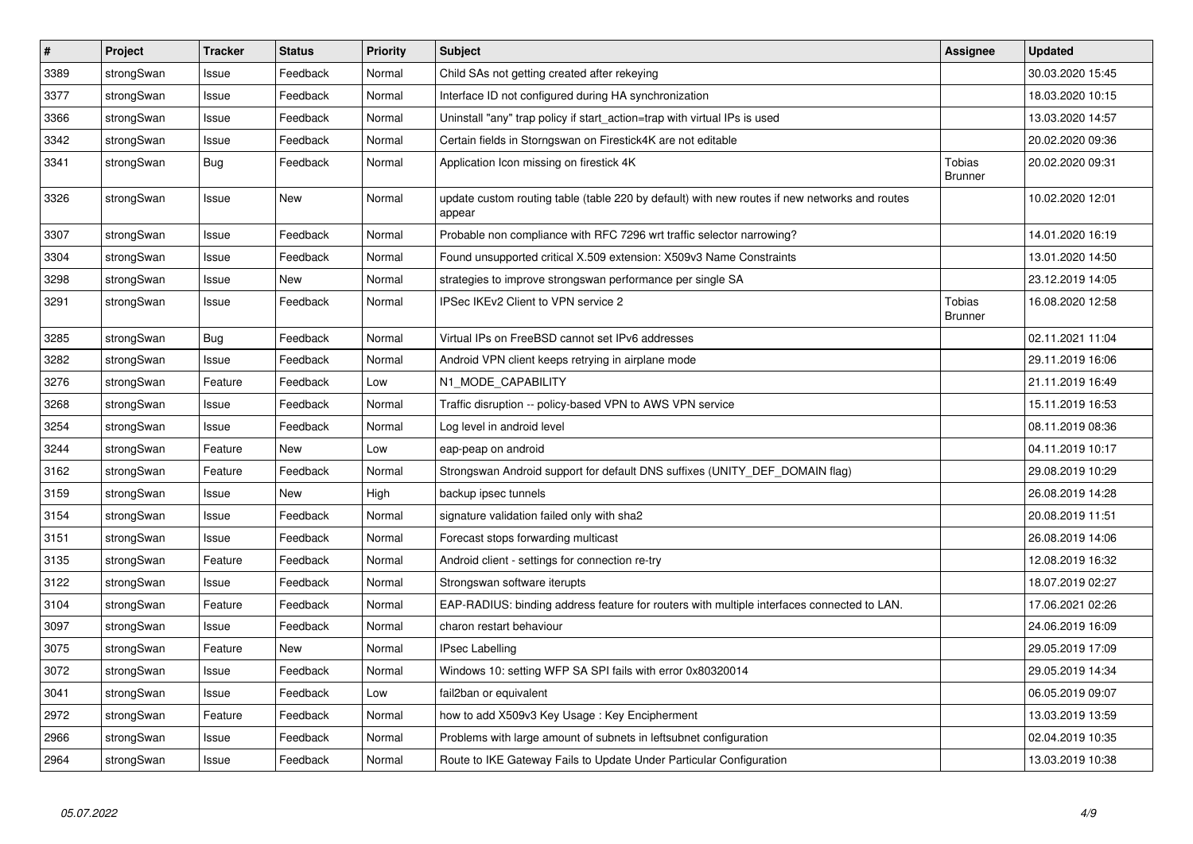| # | Project | Tracker | Status | Priority | Subject | Assignee | Updated |
|---|---|---|---|---|---|---|---|
| 3389 | strongSwan | Issue | Feedback | Normal | Child SAs not getting created after rekeying | | 30.03.2020 15:45 |
| 3377 | strongSwan | Issue | Feedback | Normal | Interface ID not configured during HA synchronization | | 18.03.2020 10:15 |
| 3366 | strongSwan | Issue | Feedback | Normal | Uninstall "any" trap policy if start_action=trap with virtual IPs is used | | 13.03.2020 14:57 |
| 3342 | strongSwan | Issue | Feedback | Normal | Certain fields in Storngswan on Firestick4K are not editable | | 20.02.2020 09:36 |
| 3341 | strongSwan | Bug | Feedback | Normal | Application Icon missing on firestick 4K | Tobias Brunner | 20.02.2020 09:31 |
| 3326 | strongSwan | Issue | New | Normal | update custom routing table (table 220 by default) with new routes if new networks and routes appear | | 10.02.2020 12:01 |
| 3307 | strongSwan | Issue | Feedback | Normal | Probable non compliance with RFC 7296 wrt traffic selector narrowing? | | 14.01.2020 16:19 |
| 3304 | strongSwan | Issue | Feedback | Normal | Found unsupported critical X.509 extension: X509v3 Name Constraints | | 13.01.2020 14:50 |
| 3298 | strongSwan | Issue | New | Normal | strategies to improve strongswan performance per single SA | | 23.12.2019 14:05 |
| 3291 | strongSwan | Issue | Feedback | Normal | IPSec IKEv2 Client to VPN service 2 | Tobias Brunner | 16.08.2020 12:58 |
| 3285 | strongSwan | Bug | Feedback | Normal | Virtual IPs on FreeBSD cannot set IPv6 addresses | | 02.11.2021 11:04 |
| 3282 | strongSwan | Issue | Feedback | Normal | Android VPN client keeps retrying in airplane mode | | 29.11.2019 16:06 |
| 3276 | strongSwan | Feature | Feedback | Low | N1_MODE_CAPABILITY | | 21.11.2019 16:49 |
| 3268 | strongSwan | Issue | Feedback | Normal | Traffic disruption -- policy-based VPN to AWS VPN service | | 15.11.2019 16:53 |
| 3254 | strongSwan | Issue | Feedback | Normal | Log level in android level | | 08.11.2019 08:36 |
| 3244 | strongSwan | Feature | New | Low | eap-peap on android | | 04.11.2019 10:17 |
| 3162 | strongSwan | Feature | Feedback | Normal | Strongswan Android support for default DNS suffixes (UNITY_DEF_DOMAIN flag) | | 29.08.2019 10:29 |
| 3159 | strongSwan | Issue | New | High | backup ipsec tunnels | | 26.08.2019 14:28 |
| 3154 | strongSwan | Issue | Feedback | Normal | signature validation failed only with sha2 | | 20.08.2019 11:51 |
| 3151 | strongSwan | Issue | Feedback | Normal | Forecast stops forwarding multicast | | 26.08.2019 14:06 |
| 3135 | strongSwan | Feature | Feedback | Normal | Android client - settings for connection re-try | | 12.08.2019 16:32 |
| 3122 | strongSwan | Issue | Feedback | Normal | Strongswan software iterupts | | 18.07.2019 02:27 |
| 3104 | strongSwan | Feature | Feedback | Normal | EAP-RADIUS: binding address feature for routers with multiple interfaces connected to LAN. | | 17.06.2021 02:26 |
| 3097 | strongSwan | Issue | Feedback | Normal | charon restart behaviour | | 24.06.2019 16:09 |
| 3075 | strongSwan | Feature | New | Normal | IPsec Labelling | | 29.05.2019 17:09 |
| 3072 | strongSwan | Issue | Feedback | Normal | Windows 10: setting WFP SA SPI fails with error 0x80320014 | | 29.05.2019 14:34 |
| 3041 | strongSwan | Issue | Feedback | Low | fail2ban or equivalent | | 06.05.2019 09:07 |
| 2972 | strongSwan | Feature | Feedback | Normal | how to add X509v3 Key Usage : Key Encipherment | | 13.03.2019 13:59 |
| 2966 | strongSwan | Issue | Feedback | Normal | Problems with large amount of subnets in leftsubnet configuration | | 02.04.2019 10:35 |
| 2964 | strongSwan | Issue | Feedback | Normal | Route to IKE Gateway Fails to Update Under Particular Configuration | | 13.03.2019 10:38 |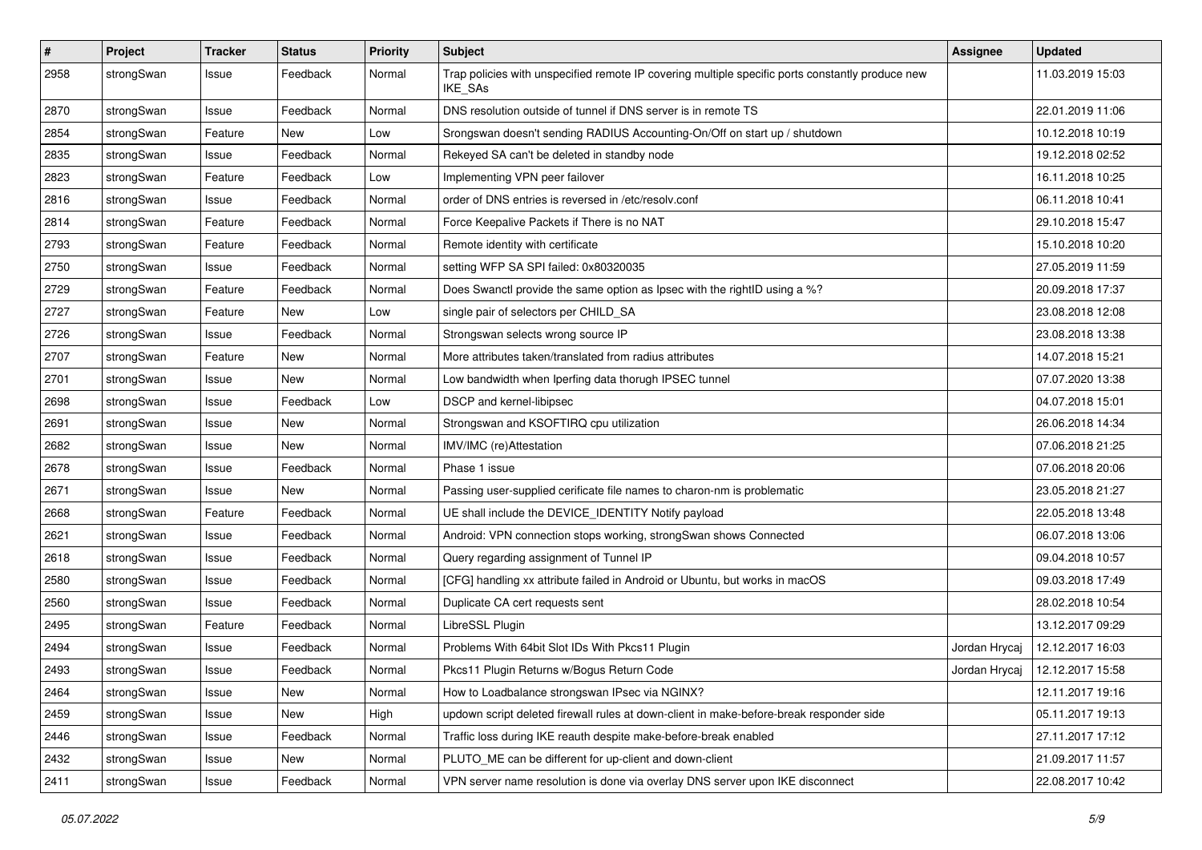| # | Project | Tracker | Status | Priority | Subject | Assignee | Updated |
|---|---|---|---|---|---|---|---|
| 2958 | strongSwan | Issue | Feedback | Normal | Trap policies with unspecified remote IP covering multiple specific ports constantly produce new IKE_SAs | | 11.03.2019 15:03 |
| 2870 | strongSwan | Issue | Feedback | Normal | DNS resolution outside of tunnel if DNS server is in remote TS | | 22.01.2019 11:06 |
| 2854 | strongSwan | Feature | New | Low | Srongswan doesn't sending RADIUS Accounting-On/Off on start up / shutdown | | 10.12.2018 10:19 |
| 2835 | strongSwan | Issue | Feedback | Normal | Rekeyed SA can't be deleted in standby node | | 19.12.2018 02:52 |
| 2823 | strongSwan | Feature | Feedback | Low | Implementing VPN peer failover | | 16.11.2018 10:25 |
| 2816 | strongSwan | Issue | Feedback | Normal | order of DNS entries is reversed in /etc/resolv.conf | | 06.11.2018 10:41 |
| 2814 | strongSwan | Feature | Feedback | Normal | Force Keepalive Packets if There is no NAT | | 29.10.2018 15:47 |
| 2793 | strongSwan | Feature | Feedback | Normal | Remote identity with certificate | | 15.10.2018 10:20 |
| 2750 | strongSwan | Issue | Feedback | Normal | setting WFP SA SPI failed: 0x80320035 | | 27.05.2019 11:59 |
| 2729 | strongSwan | Feature | Feedback | Normal | Does Swanctl provide the same option as Ipsec with the rightID using a %? | | 20.09.2018 17:37 |
| 2727 | strongSwan | Feature | New | Low | single pair of selectors per CHILD_SA | | 23.08.2018 12:08 |
| 2726 | strongSwan | Issue | Feedback | Normal | Strongswan selects wrong source IP | | 23.08.2018 13:38 |
| 2707 | strongSwan | Feature | New | Normal | More attributes taken/translated from radius attributes | | 14.07.2018 15:21 |
| 2701 | strongSwan | Issue | New | Normal | Low bandwidth when Iperfing data thorugh IPSEC tunnel | | 07.07.2020 13:38 |
| 2698 | strongSwan | Issue | Feedback | Low | DSCP and kernel-libipsec | | 04.07.2018 15:01 |
| 2691 | strongSwan | Issue | New | Normal | Strongswan and KSOFTIRQ cpu utilization | | 26.06.2018 14:34 |
| 2682 | strongSwan | Issue | New | Normal | IMV/IMC (re)Attestation | | 07.06.2018 21:25 |
| 2678 | strongSwan | Issue | Feedback | Normal | Phase 1 issue | | 07.06.2018 20:06 |
| 2671 | strongSwan | Issue | New | Normal | Passing user-supplied cerificate file names to charon-nm is problematic | | 23.05.2018 21:27 |
| 2668 | strongSwan | Feature | Feedback | Normal | UE shall include the DEVICE_IDENTITY Notify payload | | 22.05.2018 13:48 |
| 2621 | strongSwan | Issue | Feedback | Normal | Android: VPN connection stops working, strongSwan shows Connected | | 06.07.2018 13:06 |
| 2618 | strongSwan | Issue | Feedback | Normal | Query regarding assignment of Tunnel IP | | 09.04.2018 10:57 |
| 2580 | strongSwan | Issue | Feedback | Normal | [CFG] handling xx attribute failed in Android or Ubuntu, but works in macOS | | 09.03.2018 17:49 |
| 2560 | strongSwan | Issue | Feedback | Normal | Duplicate CA cert requests sent | | 28.02.2018 10:54 |
| 2495 | strongSwan | Feature | Feedback | Normal | LibreSSL Plugin | | 13.12.2017 09:29 |
| 2494 | strongSwan | Issue | Feedback | Normal | Problems With 64bit Slot IDs With Pkcs11 Plugin | Jordan Hrycaj | 12.12.2017 16:03 |
| 2493 | strongSwan | Issue | Feedback | Normal | Pkcs11 Plugin Returns w/Bogus Return Code | Jordan Hrycaj | 12.12.2017 15:58 |
| 2464 | strongSwan | Issue | New | Normal | How to Loadbalance strongswan IPsec via NGINX? | | 12.11.2017 19:16 |
| 2459 | strongSwan | Issue | New | High | updown script deleted firewall rules at down-client in make-before-break responder side | | 05.11.2017 19:13 |
| 2446 | strongSwan | Issue | Feedback | Normal | Traffic loss during IKE reauth despite make-before-break enabled | | 27.11.2017 17:12 |
| 2432 | strongSwan | Issue | New | Normal | PLUTO_ME can be different for up-client and down-client | | 21.09.2017 11:57 |
| 2411 | strongSwan | Issue | Feedback | Normal | VPN server name resolution is done via overlay DNS server upon IKE disconnect | | 22.08.2017 10:42 |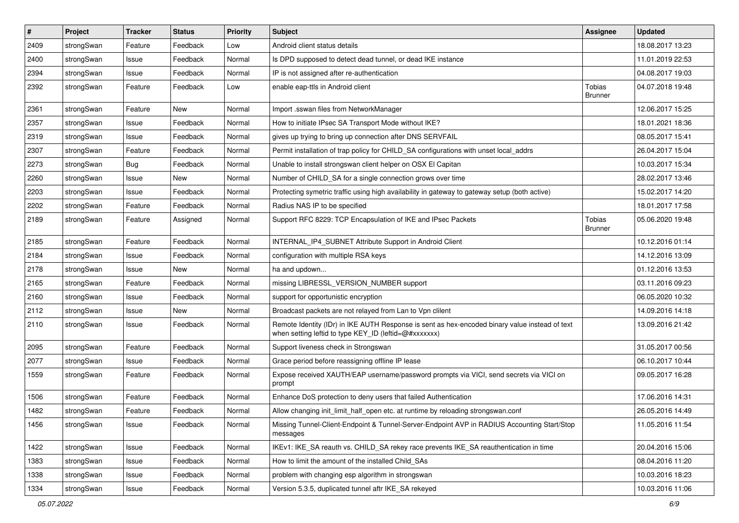| # | Project | Tracker | Status | Priority | Subject | Assignee | Updated |
|---|---|---|---|---|---|---|---|
| 2409 | strongSwan | Feature | Feedback | Low | Android client status details | | 18.08.2017 13:23 |
| 2400 | strongSwan | Issue | Feedback | Normal | Is DPD supposed to detect dead tunnel, or dead IKE instance | | 11.01.2019 22:53 |
| 2394 | strongSwan | Issue | Feedback | Normal | IP is not assigned after re-authentication | | 04.08.2017 19:03 |
| 2392 | strongSwan | Feature | Feedback | Low | enable eap-ttls in Android client | Tobias Brunner | 04.07.2018 19:48 |
| 2361 | strongSwan | Feature | New | Normal | Import .sswan files from NetworkManager | | 12.06.2017 15:25 |
| 2357 | strongSwan | Issue | Feedback | Normal | How to initiate IPsec SA Transport Mode without IKE? | | 18.01.2021 18:36 |
| 2319 | strongSwan | Issue | Feedback | Normal | gives up trying to bring up connection after DNS SERVFAIL | | 08.05.2017 15:41 |
| 2307 | strongSwan | Feature | Feedback | Normal | Permit installation of trap policy for CHILD_SA configurations with unset local_addrs | | 26.04.2017 15:04 |
| 2273 | strongSwan | Bug | Feedback | Normal | Unable to install strongswan client helper on OSX El Capitan | | 10.03.2017 15:34 |
| 2260 | strongSwan | Issue | New | Normal | Number of CHILD_SA for a single connection grows over time | | 28.02.2017 13:46 |
| 2203 | strongSwan | Issue | Feedback | Normal | Protecting symetric traffic using high availability in gateway to gateway setup (both active) | | 15.02.2017 14:20 |
| 2202 | strongSwan | Feature | Feedback | Normal | Radius NAS IP to be specified | | 18.01.2017 17:58 |
| 2189 | strongSwan | Feature | Assigned | Normal | Support RFC 8229: TCP Encapsulation of IKE and IPsec Packets | Tobias Brunner | 05.06.2020 19:48 |
| 2185 | strongSwan | Feature | Feedback | Normal | INTERNAL_IP4_SUBNET Attribute Support in Android Client | | 10.12.2016 01:14 |
| 2184 | strongSwan | Issue | Feedback | Normal | configuration with multiple RSA keys | | 14.12.2016 13:09 |
| 2178 | strongSwan | Issue | New | Normal | ha and updown... | | 01.12.2016 13:53 |
| 2165 | strongSwan | Feature | Feedback | Normal | missing LIBRESSL_VERSION_NUMBER support | | 03.11.2016 09:23 |
| 2160 | strongSwan | Issue | Feedback | Normal | support for opportunistic encryption | | 06.05.2020 10:32 |
| 2112 | strongSwan | Issue | New | Normal | Broadcast packets are not relayed from Lan to Vpn clilent | | 14.09.2016 14:18 |
| 2110 | strongSwan | Issue | Feedback | Normal | Remote Identity (IDr) in IKE AUTH Response is sent as hex-encoded binary value instead of text when setting leftid to type KEY_ID (leftid=@#xxxxxxx) | | 13.09.2016 21:42 |
| 2095 | strongSwan | Feature | Feedback | Normal | Support liveness check in Strongswan | | 31.05.2017 00:56 |
| 2077 | strongSwan | Issue | Feedback | Normal | Grace period before reassigning offline IP lease | | 06.10.2017 10:44 |
| 1559 | strongSwan | Feature | Feedback | Normal | Expose received XAUTH/EAP username/password prompts via VICI, send secrets via VICI on prompt | | 09.05.2017 16:28 |
| 1506 | strongSwan | Feature | Feedback | Normal | Enhance DoS protection to deny users that failed Authentication | | 17.06.2016 14:31 |
| 1482 | strongSwan | Feature | Feedback | Normal | Allow changing init_limit_half_open etc. at runtime by reloading strongswan.conf | | 26.05.2016 14:49 |
| 1456 | strongSwan | Issue | Feedback | Normal | Missing Tunnel-Client-Endpoint & Tunnel-Server-Endpoint AVP in RADIUS Accounting Start/Stop messages | | 11.05.2016 11:54 |
| 1422 | strongSwan | Issue | Feedback | Normal | IKEv1: IKE_SA reauth vs. CHILD_SA rekey race prevents IKE_SA reauthentication in time | | 20.04.2016 15:06 |
| 1383 | strongSwan | Issue | Feedback | Normal | How to limit the amount of the installed Child_SAs | | 08.04.2016 11:20 |
| 1338 | strongSwan | Issue | Feedback | Normal | problem with changing esp algorithm in strongswan | | 10.03.2016 18:23 |
| 1334 | strongSwan | Issue | Feedback | Normal | Version 5.3.5, duplicated tunnel aftr IKE_SA rekeyed | | 10.03.2016 11:06 |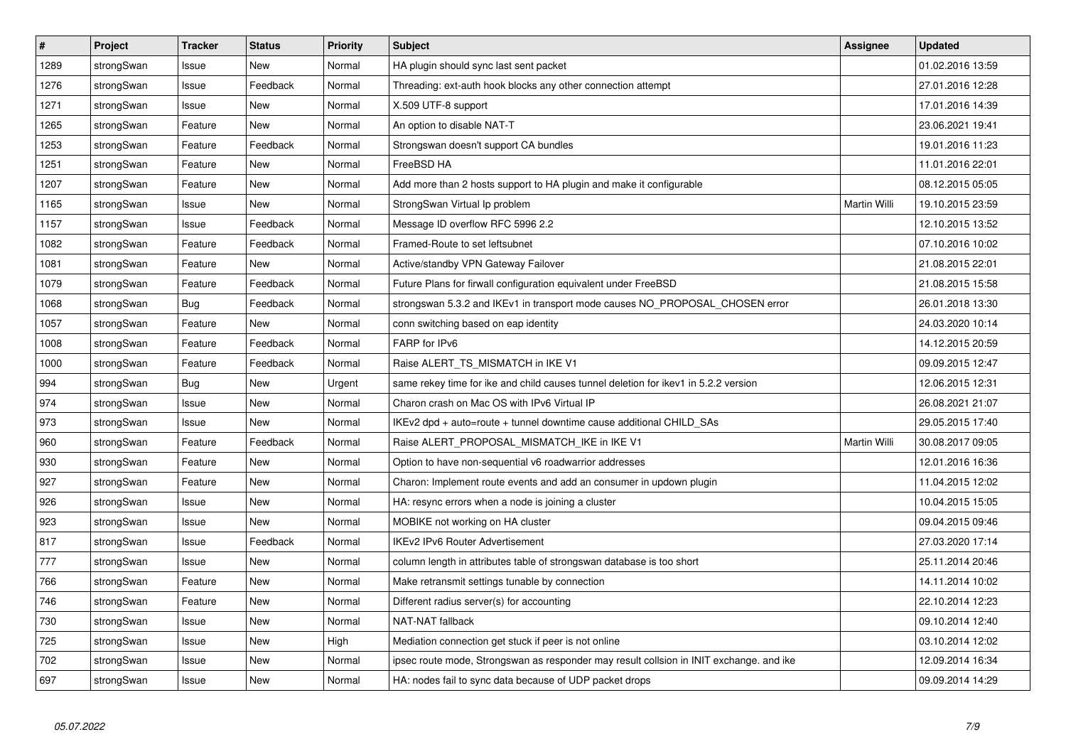| # | Project | Tracker | Status | Priority | Subject | Assignee | Updated |
|---|---|---|---|---|---|---|---|
| 1289 | strongSwan | Issue | New | Normal | HA plugin should sync last sent packet | | 01.02.2016 13:59 |
| 1276 | strongSwan | Issue | Feedback | Normal | Threading: ext-auth hook blocks any other connection attempt | | 27.01.2016 12:28 |
| 1271 | strongSwan | Issue | New | Normal | X.509 UTF-8 support | | 17.01.2016 14:39 |
| 1265 | strongSwan | Feature | New | Normal | An option to disable NAT-T | | 23.06.2021 19:41 |
| 1253 | strongSwan | Feature | Feedback | Normal | Strongswan doesn't support CA bundles | | 19.01.2016 11:23 |
| 1251 | strongSwan | Feature | New | Normal | FreeBSD HA | | 11.01.2016 22:01 |
| 1207 | strongSwan | Feature | New | Normal | Add more than 2 hosts support to HA plugin and make it configurable | | 08.12.2015 05:05 |
| 1165 | strongSwan | Issue | New | Normal | StrongSwan Virtual Ip problem | Martin Willi | 19.10.2015 23:59 |
| 1157 | strongSwan | Issue | Feedback | Normal | Message ID overflow RFC 5996 2.2 | | 12.10.2015 13:52 |
| 1082 | strongSwan | Feature | Feedback | Normal | Framed-Route to set leftsubnet | | 07.10.2016 10:02 |
| 1081 | strongSwan | Feature | New | Normal | Active/standby VPN Gateway Failover | | 21.08.2015 22:01 |
| 1079 | strongSwan | Feature | Feedback | Normal | Future Plans for firwall configuration equivalent under FreeBSD | | 21.08.2015 15:58 |
| 1068 | strongSwan | Bug | Feedback | Normal | strongswan 5.3.2 and IKEv1 in transport mode causes NO_PROPOSAL_CHOSEN error | | 26.01.2018 13:30 |
| 1057 | strongSwan | Feature | New | Normal | conn switching based on eap identity | | 24.03.2020 10:14 |
| 1008 | strongSwan | Feature | Feedback | Normal | FARP for IPv6 | | 14.12.2015 20:59 |
| 1000 | strongSwan | Feature | Feedback | Normal | Raise ALERT_TS_MISMATCH in IKE V1 | | 09.09.2015 12:47 |
| 994 | strongSwan | Bug | New | Urgent | same rekey time for ike and child causes tunnel deletion for ikev1 in 5.2.2 version | | 12.06.2015 12:31 |
| 974 | strongSwan | Issue | New | Normal | Charon crash on Mac OS with IPv6 Virtual IP | | 26.08.2021 21:07 |
| 973 | strongSwan | Issue | New | Normal | IKEv2 dpd + auto=route + tunnel downtime cause additional CHILD_SAs | | 29.05.2015 17:40 |
| 960 | strongSwan | Feature | Feedback | Normal | Raise ALERT_PROPOSAL_MISMATCH_IKE in IKE V1 | Martin Willi | 30.08.2017 09:05 |
| 930 | strongSwan | Feature | New | Normal | Option to have non-sequential v6 roadwarrior addresses | | 12.01.2016 16:36 |
| 927 | strongSwan | Feature | New | Normal | Charon: Implement route events and add an consumer in updown plugin | | 11.04.2015 12:02 |
| 926 | strongSwan | Issue | New | Normal | HA: resync errors when a node is joining a cluster | | 10.04.2015 15:05 |
| 923 | strongSwan | Issue | New | Normal | MOBIKE not working on HA cluster | | 09.04.2015 09:46 |
| 817 | strongSwan | Issue | Feedback | Normal | IKEv2 IPv6 Router Advertisement | | 27.03.2020 17:14 |
| 777 | strongSwan | Issue | New | Normal | column length in attributes table of strongswan database is too short | | 25.11.2014 20:46 |
| 766 | strongSwan | Feature | New | Normal | Make retransmit settings tunable by connection | | 14.11.2014 10:02 |
| 746 | strongSwan | Feature | New | Normal | Different radius server(s) for accounting | | 22.10.2014 12:23 |
| 730 | strongSwan | Issue | New | Normal | NAT-NAT fallback | | 09.10.2014 12:40 |
| 725 | strongSwan | Issue | New | High | Mediation connection get stuck if peer is not online | | 03.10.2014 12:02 |
| 702 | strongSwan | Issue | New | Normal | ipsec route mode, Strongswan as responder may result collsion in INIT exchange. and ike | | 12.09.2014 16:34 |
| 697 | strongSwan | Issue | New | Normal | HA: nodes fail to sync data because of UDP packet drops | | 09.09.2014 14:29 |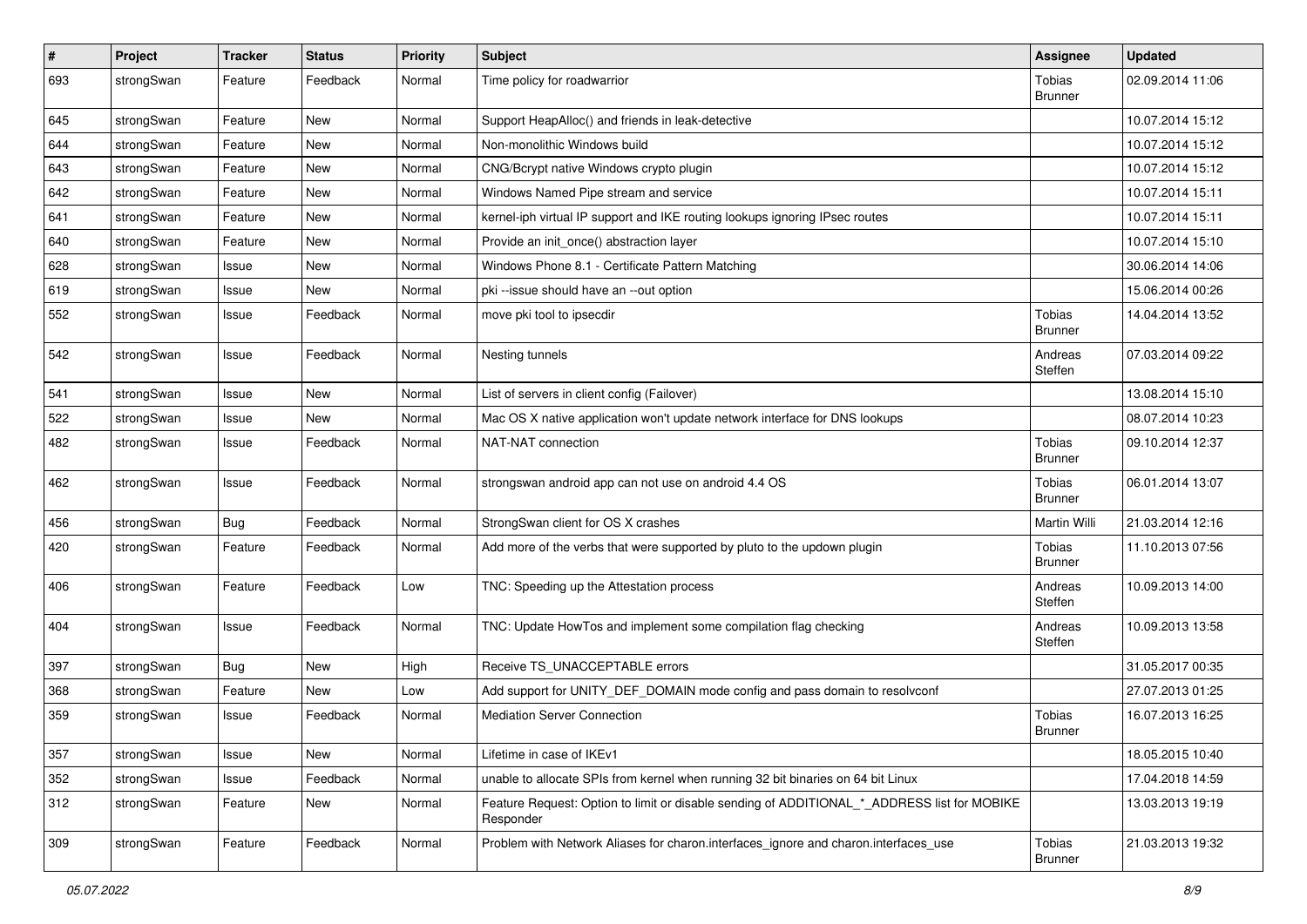| # | Project | Tracker | Status | Priority | Subject | Assignee | Updated |
|---|---|---|---|---|---|---|---|
| 693 | strongSwan | Feature | Feedback | Normal | Time policy for roadwarrior | Tobias Brunner | 02.09.2014 11:06 |
| 645 | strongSwan | Feature | New | Normal | Support HeapAlloc() and friends in leak-detective | | 10.07.2014 15:12 |
| 644 | strongSwan | Feature | New | Normal | Non-monolithic Windows build | | 10.07.2014 15:12 |
| 643 | strongSwan | Feature | New | Normal | CNG/Bcrypt native Windows crypto plugin | | 10.07.2014 15:12 |
| 642 | strongSwan | Feature | New | Normal | Windows Named Pipe stream and service | | 10.07.2014 15:11 |
| 641 | strongSwan | Feature | New | Normal | kernel-iph virtual IP support and IKE routing lookups ignoring IPsec routes | | 10.07.2014 15:11 |
| 640 | strongSwan | Feature | New | Normal | Provide an init_once() abstraction layer | | 10.07.2014 15:10 |
| 628 | strongSwan | Issue | New | Normal | Windows Phone 8.1 - Certificate Pattern Matching | | 30.06.2014 14:06 |
| 619 | strongSwan | Issue | New | Normal | pki --issue should have an --out option | | 15.06.2014 00:26 |
| 552 | strongSwan | Issue | Feedback | Normal | move pki tool to ipsecdir | Tobias Brunner | 14.04.2014 13:52 |
| 542 | strongSwan | Issue | Feedback | Normal | Nesting tunnels | Andreas Steffen | 07.03.2014 09:22 |
| 541 | strongSwan | Issue | New | Normal | List of servers in client config (Failover) | | 13.08.2014 15:10 |
| 522 | strongSwan | Issue | New | Normal | Mac OS X native application won't update network interface for DNS lookups | | 08.07.2014 10:23 |
| 482 | strongSwan | Issue | Feedback | Normal | NAT-NAT connection | Tobias Brunner | 09.10.2014 12:37 |
| 462 | strongSwan | Issue | Feedback | Normal | strongswan android app can not use on android 4.4 OS | Tobias Brunner | 06.01.2014 13:07 |
| 456 | strongSwan | Bug | Feedback | Normal | StrongSwan client for OS X crashes | Martin Willi | 21.03.2014 12:16 |
| 420 | strongSwan | Feature | Feedback | Normal | Add more of the verbs that were supported by pluto to the updown plugin | Tobias Brunner | 11.10.2013 07:56 |
| 406 | strongSwan | Feature | Feedback | Low | TNC: Speeding up the Attestation process | Andreas Steffen | 10.09.2013 14:00 |
| 404 | strongSwan | Issue | Feedback | Normal | TNC: Update HowTos and implement some compilation flag checking | Andreas Steffen | 10.09.2013 13:58 |
| 397 | strongSwan | Bug | New | High | Receive TS_UNACCEPTABLE errors | | 31.05.2017 00:35 |
| 368 | strongSwan | Feature | New | Low | Add support for UNITY_DEF_DOMAIN mode config and pass domain to resolvconf | | 27.07.2013 01:25 |
| 359 | strongSwan | Issue | Feedback | Normal | Mediation Server Connection | Tobias Brunner | 16.07.2013 16:25 |
| 357 | strongSwan | Issue | New | Normal | Lifetime in case of IKEv1 | | 18.05.2015 10:40 |
| 352 | strongSwan | Issue | Feedback | Normal | unable to allocate SPIs from kernel when running 32 bit binaries on 64 bit Linux | | 17.04.2018 14:59 |
| 312 | strongSwan | Feature | New | Normal | Feature Request: Option to limit or disable sending of ADDITIONAL_*_ADDRESS list for MOBIKE Responder | | 13.03.2013 19:19 |
| 309 | strongSwan | Feature | Feedback | Normal | Problem with Network Aliases for charon.interfaces_ignore and charon.interfaces_use | Tobias Brunner | 21.03.2013 19:32 |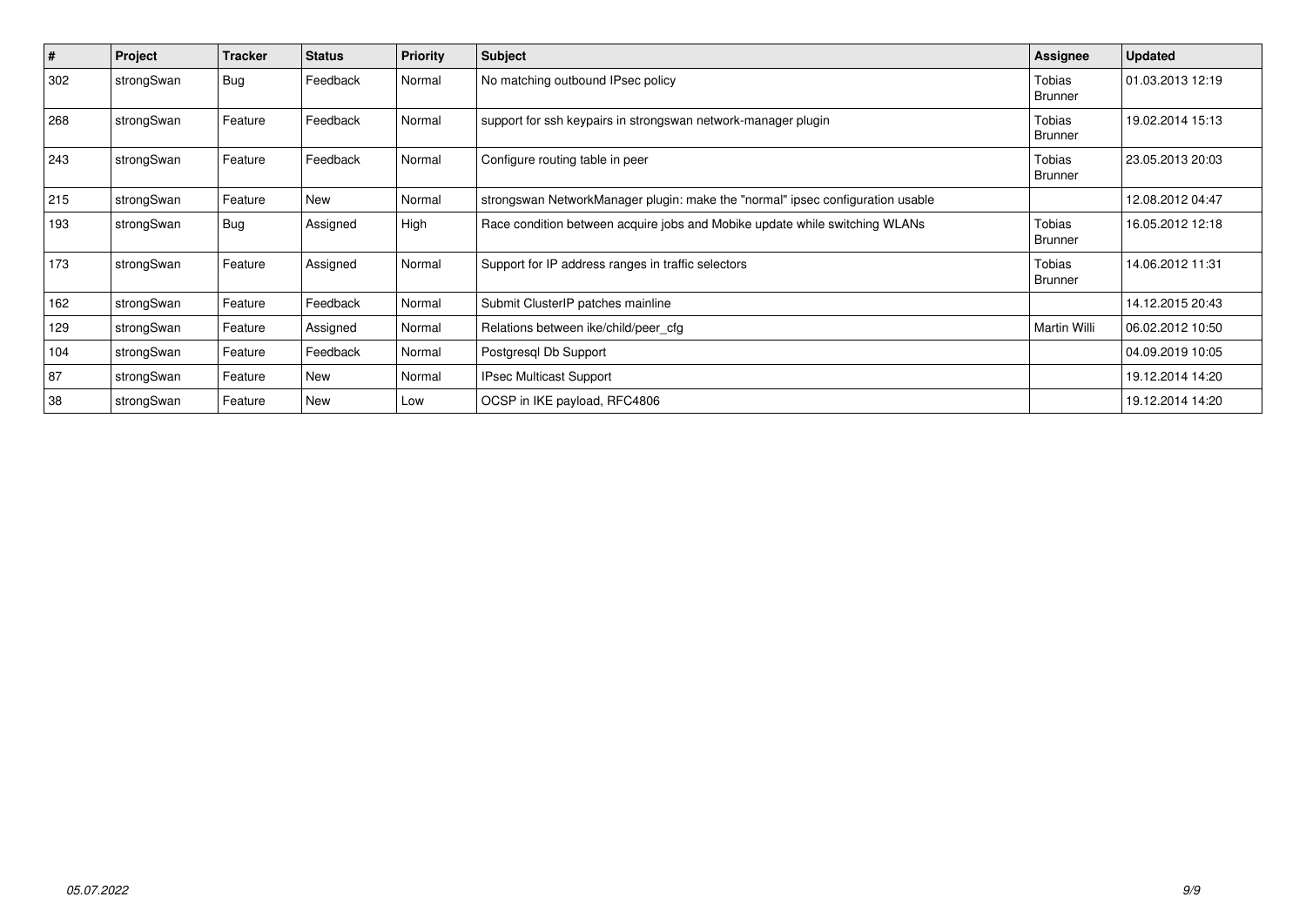| # | Project | Tracker | Status | Priority | Subject | Assignee | Updated |
|---|---|---|---|---|---|---|---|
| 302 | strongSwan | Bug | Feedback | Normal | No matching outbound IPsec policy | Tobias Brunner | 01.03.2013 12:19 |
| 268 | strongSwan | Feature | Feedback | Normal | support for ssh keypairs in strongswan network-manager plugin | Tobias Brunner | 19.02.2014 15:13 |
| 243 | strongSwan | Feature | Feedback | Normal | Configure routing table in peer | Tobias Brunner | 23.05.2013 20:03 |
| 215 | strongSwan | Feature | New | Normal | strongswan NetworkManager plugin: make the "normal" ipsec configuration usable | | 12.08.2012 04:47 |
| 193 | strongSwan | Bug | Assigned | High | Race condition between acquire jobs and Mobike update while switching WLANs | Tobias Brunner | 16.05.2012 12:18 |
| 173 | strongSwan | Feature | Assigned | Normal | Support for IP address ranges in traffic selectors | Tobias Brunner | 14.06.2012 11:31 |
| 162 | strongSwan | Feature | Feedback | Normal | Submit ClusterIP patches mainline | | 14.12.2015 20:43 |
| 129 | strongSwan | Feature | Assigned | Normal | Relations between ike/child/peer_cfg | Martin Willi | 06.02.2012 10:50 |
| 104 | strongSwan | Feature | Feedback | Normal | Postgresql Db Support | | 04.09.2019 10:05 |
| 87 | strongSwan | Feature | New | Normal | IPsec Multicast Support | | 19.12.2014 14:20 |
| 38 | strongSwan | Feature | New | Low | OCSP in IKE payload, RFC4806 | | 19.12.2014 14:20 |

*05.07.2022*